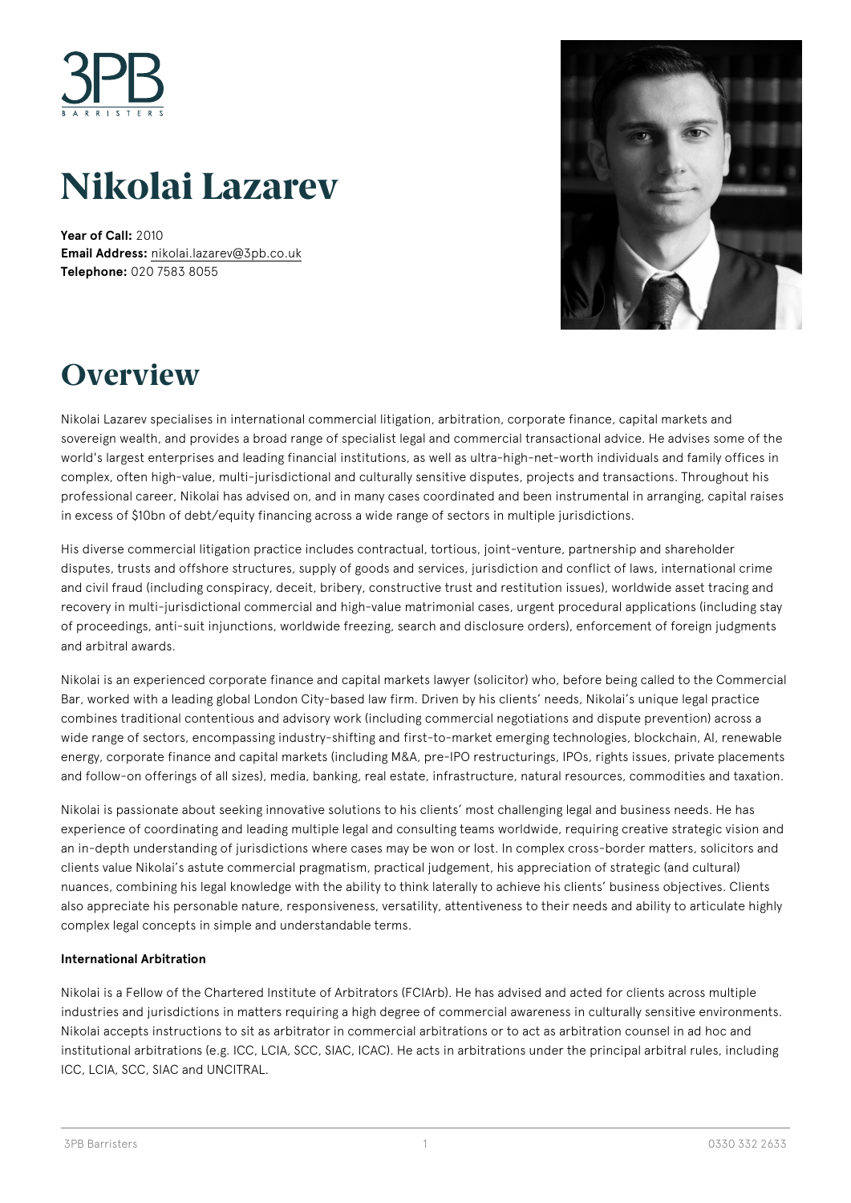# Nikolai Lazarev

**Year of Call:** 2010
**Email Address:** nikolai.lazarev@3pb.co.uk
**Telephone:** 020 7583 8055

## Overview

Nikolai Lazarev specialises in international commercial litigation, arbitration, corporate finance, capital markets and sovereign wealth, and provides a broad range of specialist legal and commercial transactional advice. He advises some of the world's largest enterprises and leading financial institutions, as well as ultra-high-net-worth individuals and family offices in complex, often high-value, multi-jurisdictional and culturally sensitive disputes, projects and transactions. Throughout his professional career, Nikolai has advised on, and in many cases coordinated and been instrumental in arranging, capital raises in excess of $10bn of debt/equity financing across a wide range of sectors in multiple jurisdictions.

His diverse commercial litigation practice includes contractual, tortious, joint-venture, partnership and shareholder disputes, trusts and offshore structures, supply of goods and services, jurisdiction and conflict of laws, international crime and civil fraud (including conspiracy, deceit, bribery, constructive trust and restitution issues), worldwide asset tracing and recovery in multi-jurisdictional commercial and high-value matrimonial cases, urgent procedural applications (including stay of proceedings, anti-suit injunctions, worldwide freezing, search and disclosure orders), enforcement of foreign judgments and arbitral awards.

Nikolai is an experienced corporate finance and capital markets lawyer (solicitor) who, before being called to the Commercial Bar, worked with a leading global London City-based law firm. Driven by his clients' needs, Nikolai's unique legal practice combines traditional contentious and advisory work (including commercial negotiations and dispute prevention) across a wide range of sectors, encompassing industry-shifting and first-to-market emerging technologies, blockchain, AI, renewable energy, corporate finance and capital markets (including M&A, pre-IPO restructurings, IPOs, rights issues, private placements and follow-on offerings of all sizes), media, banking, real estate, infrastructure, natural resources, commodities and taxation.

Nikolai is passionate about seeking innovative solutions to his clients' most challenging legal and business needs. He has experience of coordinating and leading multiple legal and consulting teams worldwide, requiring creative strategic vision and an in-depth understanding of jurisdictions where cases may be won or lost. In complex cross-border matters, solicitors and clients value Nikolai's astute commercial pragmatism, practical judgement, his appreciation of strategic (and cultural) nuances, combining his legal knowledge with the ability to think laterally to achieve his clients' business objectives. Clients also appreciate his personable nature, responsiveness, versatility, attentiveness to their needs and ability to articulate highly complex legal concepts in simple and understandable terms.

**International Arbitration**

Nikolai is a Fellow of the Chartered Institute of Arbitrators (FCIArb). He has advised and acted for clients across multiple industries and jurisdictions in matters requiring a high degree of commercial awareness in culturally sensitive environments. Nikolai accepts instructions to sit as arbitrator in commercial arbitrations or to act as arbitration counsel in ad hoc and institutional arbitrations (e.g. ICC, LCIA, SCC, SIAC, ICAC). He acts in arbitrations under the principal arbitral rules, including ICC, LCIA, SCC, SIAC and UNCITRAL.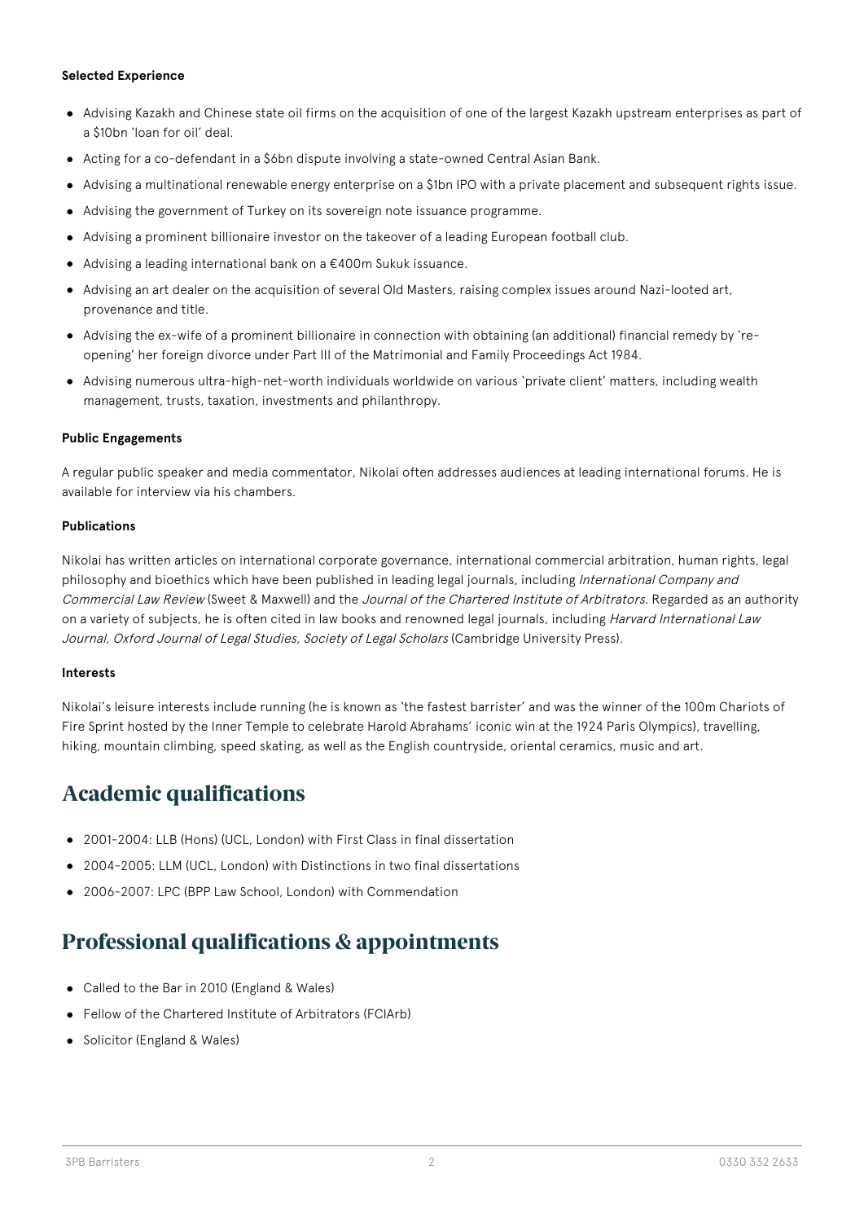**Selected Experience**

- Advising Kazakh and Chinese state oil firms on the acquisition of one of the largest Kazakh upstream enterprises as part of a $10bn 'loan for oil' deal.
- Acting for a co-defendant in a $6bn dispute involving a state-owned Central Asian Bank.
- Advising a multinational renewable energy enterprise on a $1bn IPO with a private placement and subsequent rights issue.
- Advising the government of Turkey on its sovereign note issuance programme.
- Advising a prominent billionaire investor on the takeover of a leading European football club.
- Advising a leading international bank on a €400m Sukuk issuance.
- Advising an art dealer on the acquisition of several Old Masters, raising complex issues around Nazi-looted art, provenance and title.
- Advising the ex-wife of a prominent billionaire in connection with obtaining (an additional) financial remedy by 're-opening' her foreign divorce under Part III of the Matrimonial and Family Proceedings Act 1984.
- Advising numerous ultra-high-net-worth individuals worldwide on various 'private client' matters, including wealth management, trusts, taxation, investments and philanthropy.

**Public Engagements**

A regular public speaker and media commentator, Nikolai often addresses audiences at leading international forums. He is available for interview via his chambers.

**Publications**

Nikolai has written articles on international corporate governance, international commercial arbitration, human rights, legal philosophy and bioethics which have been published in leading legal journals, including *International Company and Commercial Law Review* (Sweet & Maxwell) and the *Journal of the Chartered Institute of Arbitrators*. Regarded as an authority on a variety of subjects, he is often cited in law books and renowned legal journals, including *Harvard International Law Journal, Oxford Journal of Legal Studies, Society of Legal Scholars* (Cambridge University Press).

**Interests**

Nikolai's leisure interests include running (he is known as 'the fastest barrister' and was the winner of the 100m Chariots of Fire Sprint hosted by the Inner Temple to celebrate Harold Abrahams' iconic win at the 1924 Paris Olympics), travelling, hiking, mountain climbing, speed skating, as well as the English countryside, oriental ceramics, music and art.

## Academic qualifications

- 2001-2004: LLB (Hons) (UCL, London) with First Class in final dissertation
- 2004-2005: LLM (UCL, London) with Distinctions in two final dissertations
- 2006-2007: LPC (BPP Law School, London) with Commendation

## Professional qualifications & appointments

- Called to the Bar in 2010 (England & Wales)
- Fellow of the Chartered Institute of Arbitrators (FCIArb)
- Solicitor (England & Wales)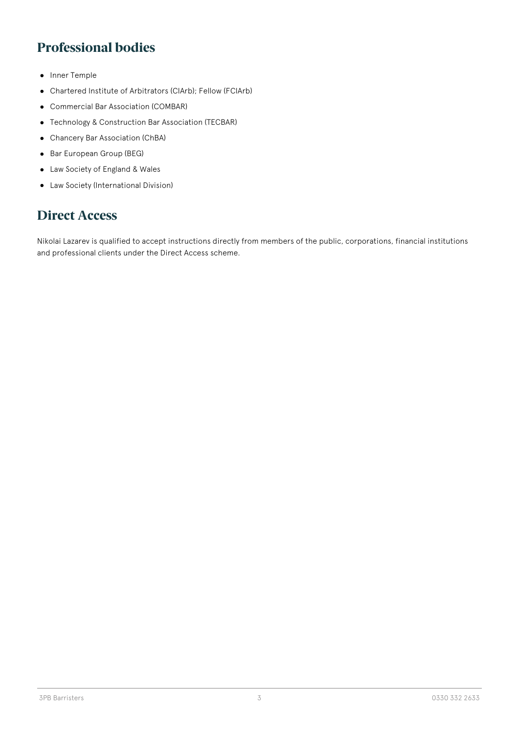## Professional bodies

- Inner Temple
- Chartered Institute of Arbitrators (CIArb); Fellow (FCIArb)
- Commercial Bar Association (COMBAR)
- Technology & Construction Bar Association (TECBAR)
- Chancery Bar Association (ChBA)
- Bar European Group (BEG)
- Law Society of England & Wales
- Law Society (International Division)

## Direct Access

Nikolai Lazarev is qualified to accept instructions directly from members of the public, corporations, financial institutions and professional clients under the Direct Access scheme.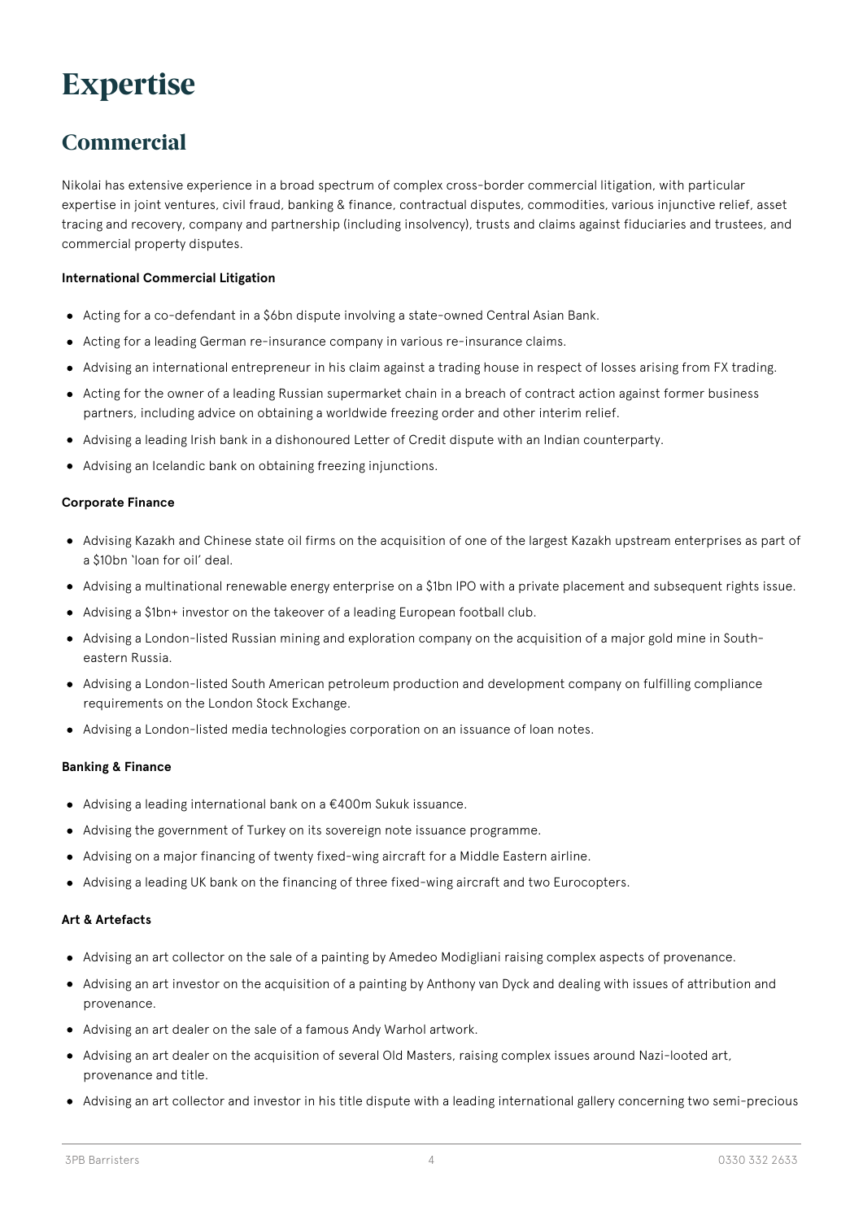# Expertise

## Commercial

Nikolai has extensive experience in a broad spectrum of complex cross-border commercial litigation, with particular expertise in joint ventures, civil fraud, banking & finance, contractual disputes, commodities, various injunctive relief, asset tracing and recovery, company and partnership (including insolvency), trusts and claims against fiduciaries and trustees, and commercial property disputes.

**International Commercial Litigation**

- Acting for a co-defendant in a $6bn dispute involving a state-owned Central Asian Bank.
- Acting for a leading German re-insurance company in various re-insurance claims.
- Advising an international entrepreneur in his claim against a trading house in respect of losses arising from FX trading.
- Acting for the owner of a leading Russian supermarket chain in a breach of contract action against former business partners, including advice on obtaining a worldwide freezing order and other interim relief.
- Advising a leading Irish bank in a dishonoured Letter of Credit dispute with an Indian counterparty.
- Advising an Icelandic bank on obtaining freezing injunctions.

**Corporate Finance**

- Advising Kazakh and Chinese state oil firms on the acquisition of one of the largest Kazakh upstream enterprises as part of a $10bn 'loan for oil' deal.
- Advising a multinational renewable energy enterprise on a $1bn IPO with a private placement and subsequent rights issue.
- Advising a $1bn+ investor on the takeover of a leading European football club.
- Advising a London-listed Russian mining and exploration company on the acquisition of a major gold mine in South-eastern Russia.
- Advising a London-listed South American petroleum production and development company on fulfilling compliance requirements on the London Stock Exchange.
- Advising a London-listed media technologies corporation on an issuance of loan notes.

**Banking & Finance**

- Advising a leading international bank on a €400m Sukuk issuance.
- Advising the government of Turkey on its sovereign note issuance programme.
- Advising on a major financing of twenty fixed-wing aircraft for a Middle Eastern airline.
- Advising a leading UK bank on the financing of three fixed-wing aircraft and two Eurocopters.

**Art & Artefacts**

- Advising an art collector on the sale of a painting by Amedeo Modigliani raising complex aspects of provenance.
- Advising an art investor on the acquisition of a painting by Anthony van Dyck and dealing with issues of attribution and provenance.
- Advising an art dealer on the sale of a famous Andy Warhol artwork.
- Advising an art dealer on the acquisition of several Old Masters, raising complex issues around Nazi-looted art, provenance and title.
- Advising an art collector and investor in his title dispute with a leading international gallery concerning two semi-precious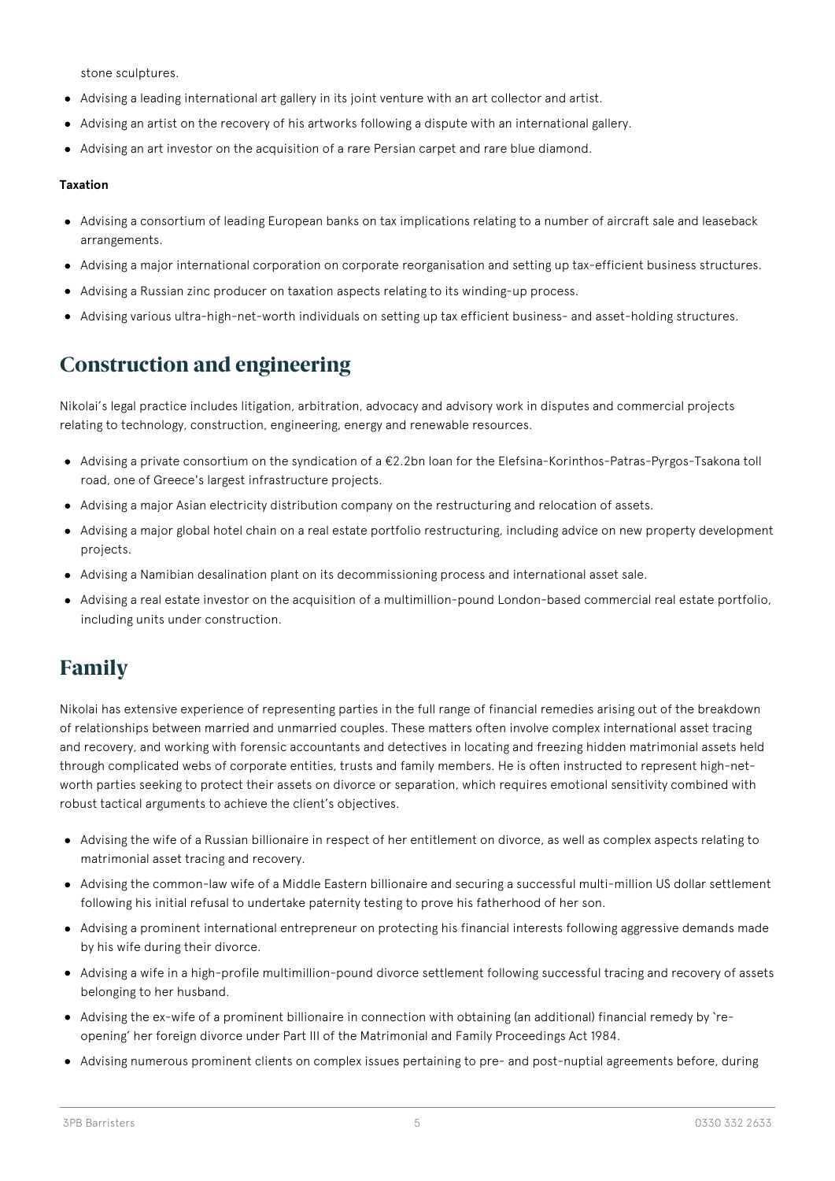stone sculptures.

- Advising a leading international art gallery in its joint venture with an art collector and artist.
- Advising an artist on the recovery of his artworks following a dispute with an international gallery.
- Advising an art investor on the acquisition of a rare Persian carpet and rare blue diamond.

**Taxation**

- Advising a consortium of leading European banks on tax implications relating to a number of aircraft sale and leaseback arrangements.
- Advising a major international corporation on corporate reorganisation and setting up tax-efficient business structures.
- Advising a Russian zinc producer on taxation aspects relating to its winding-up process.
- Advising various ultra-high-net-worth individuals on setting up tax efficient business- and asset-holding structures.

## Construction and engineering

Nikolai's legal practice includes litigation, arbitration, advocacy and advisory work in disputes and commercial projects relating to technology, construction, engineering, energy and renewable resources.

- Advising a private consortium on the syndication of a €2.2bn loan for the Elefsina-Korinthos-Patras-Pyrgos-Tsakona toll road, one of Greece's largest infrastructure projects.
- Advising a major Asian electricity distribution company on the restructuring and relocation of assets.
- Advising a major global hotel chain on a real estate portfolio restructuring, including advice on new property development projects.
- Advising a Namibian desalination plant on its decommissioning process and international asset sale.
- Advising a real estate investor on the acquisition of a multimillion-pound London-based commercial real estate portfolio, including units under construction.

## Family

Nikolai has extensive experience of representing parties in the full range of financial remedies arising out of the breakdown of relationships between married and unmarried couples. These matters often involve complex international asset tracing and recovery, and working with forensic accountants and detectives in locating and freezing hidden matrimonial assets held through complicated webs of corporate entities, trusts and family members. He is often instructed to represent high-net-worth parties seeking to protect their assets on divorce or separation, which requires emotional sensitivity combined with robust tactical arguments to achieve the client's objectives.

- Advising the wife of a Russian billionaire in respect of her entitlement on divorce, as well as complex aspects relating to matrimonial asset tracing and recovery.
- Advising the common-law wife of a Middle Eastern billionaire and securing a successful multi-million US dollar settlement following his initial refusal to undertake paternity testing to prove his fatherhood of her son.
- Advising a prominent international entrepreneur on protecting his financial interests following aggressive demands made by his wife during their divorce.
- Advising a wife in a high-profile multimillion-pound divorce settlement following successful tracing and recovery of assets belonging to her husband.
- Advising the ex-wife of a prominent billionaire in connection with obtaining (an additional) financial remedy by 're-opening' her foreign divorce under Part III of the Matrimonial and Family Proceedings Act 1984.
- Advising numerous prominent clients on complex issues pertaining to pre- and post-nuptial agreements before, during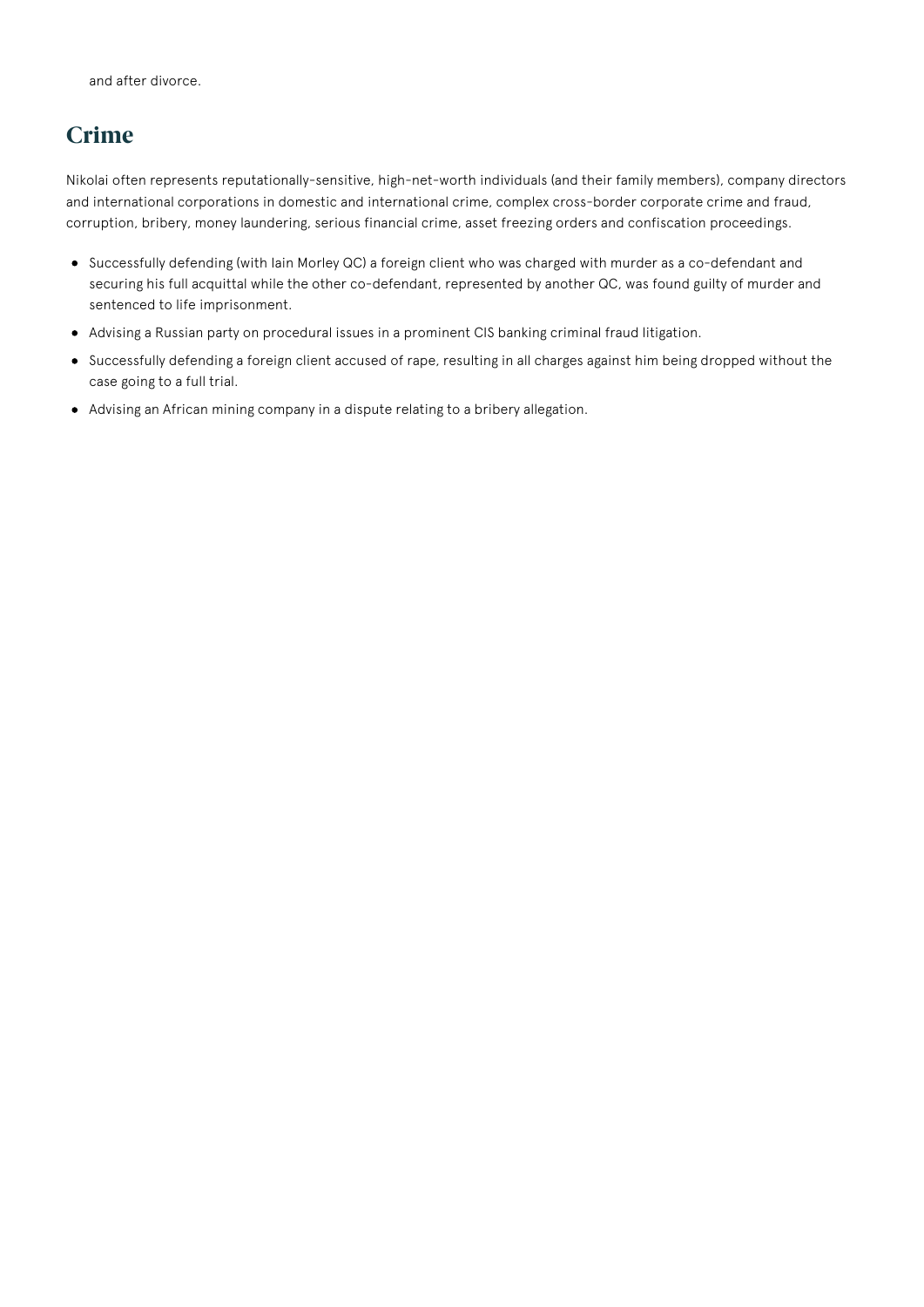and after divorce.

## Crime

Nikolai often represents reputationally-sensitive, high-net-worth individuals (and their family members), company directors and international corporations in domestic and international crime, complex cross-border corporate crime and fraud, corruption, bribery, money laundering, serious financial crime, asset freezing orders and confiscation proceedings.

- Successfully defending (with Iain Morley QC) a foreign client who was charged with murder as a co-defendant and securing his full acquittal while the other co-defendant, represented by another QC, was found guilty of murder and sentenced to life imprisonment.
- Advising a Russian party on procedural issues in a prominent CIS banking criminal fraud litigation.
- Successfully defending a foreign client accused of rape, resulting in all charges against him being dropped without the case going to a full trial.
- Advising an African mining company in a dispute relating to a bribery allegation.